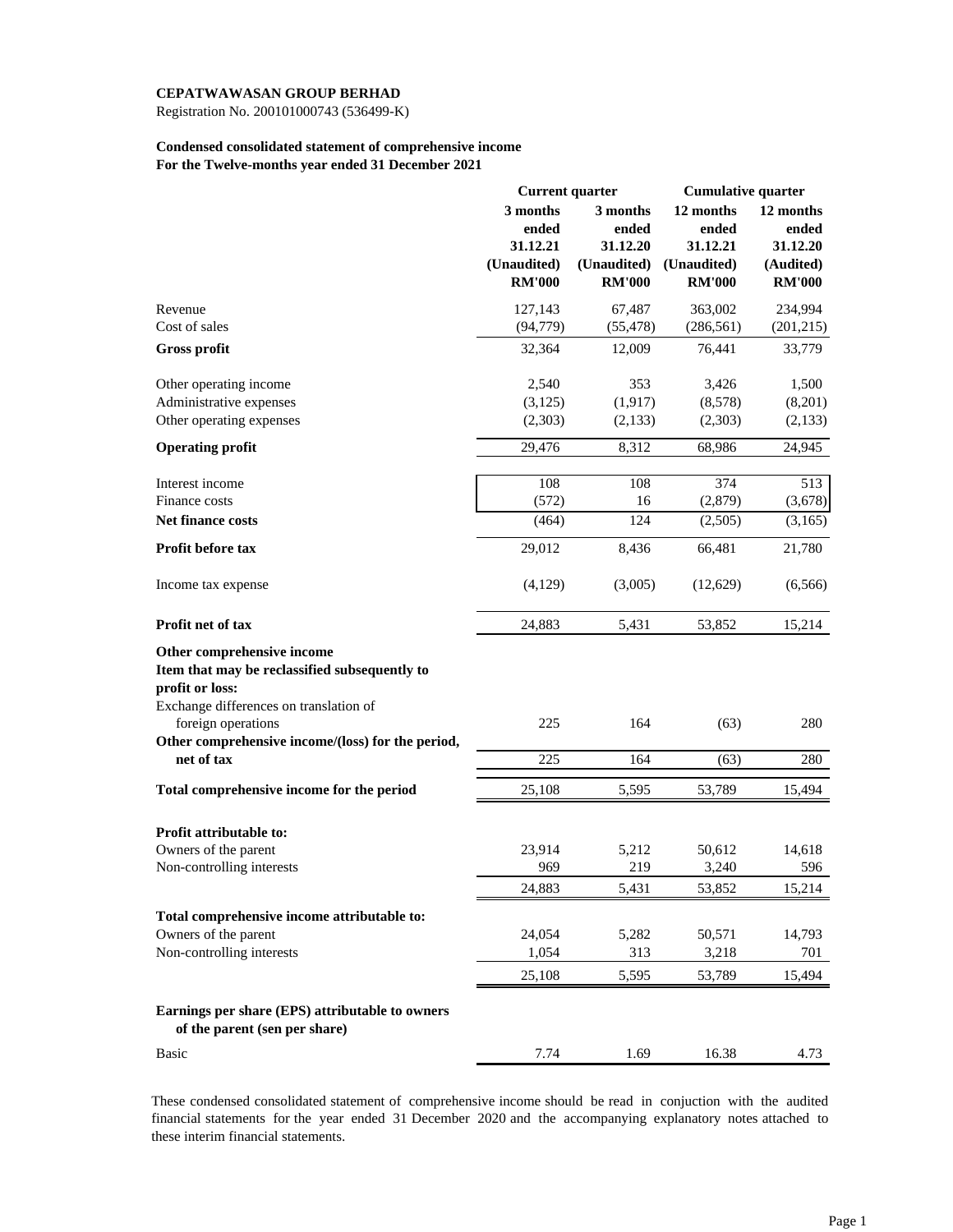**CEPATWAWASAN GROUP BERHAD**

Registration No. 200101000743 (536499-K)

**Condensed consolidated statement of comprehensive income**
**For the Twelve-months year ended 31 December 2021**

| | Current quarter | | Cumulative quarter | |
|---|---|---|---|---|
| | 3 months ended 31.12.21 (Unaudited) RM'000 | 3 months ended 31.12.20 (Unaudited) RM'000 | 12 months ended 31.12.21 (Unaudited) RM'000 | 12 months ended 31.12.20 (Audited) RM'000 |
| Revenue | 127,143 | 67,487 | 363,002 | 234,994 |
| Cost of sales | (94,779) | (55,478) | (286,561) | (201,215) |
| **Gross profit** | 32,364 | 12,009 | 76,441 | 33,779 |
| Other operating income | 2,540 | 353 | 3,426 | 1,500 |
| Administrative expenses | (3,125) | (1,917) | (8,578) | (8,201) |
| Other operating expenses | (2,303) | (2,133) | (2,303) | (2,133) |
| **Operating profit** | 29,476 | 8,312 | 68,986 | 24,945 |
| Interest income | 108 | 108 | 374 | 513 |
| Finance costs | (572) | 16 | (2,879) | (3,678) |
| **Net finance costs** | (464) | 124 | (2,505) | (3,165) |
| **Profit before tax** | 29,012 | 8,436 | 66,481 | 21,780 |
| Income tax expense | (4,129) | (3,005) | (12,629) | (6,566) |
| **Profit net of tax** | 24,883 | 5,431 | 53,852 | 15,214 |
| **Other comprehensive income** | | | | |
| **Item that may be reclassified subsequently to profit or loss:** | | | | |
| Exchange differences on translation of foreign operations | 225 | 164 | (63) | 280 |
| **Other comprehensive income/(loss) for the period, net of tax** | 225 | 164 | (63) | 280 |
| **Total comprehensive income for the period** | 25,108 | 5,595 | 53,789 | 15,494 |
| **Profit attributable to:** | | | | |
| Owners of the parent | 23,914 | 5,212 | 50,612 | 14,618 |
| Non-controlling interests | 969 | 219 | 3,240 | 596 |
| | 24,883 | 5,431 | 53,852 | 15,214 |
| **Total comprehensive income attributable to:** | | | | |
| Owners of the parent | 24,054 | 5,282 | 50,571 | 14,793 |
| Non-controlling interests | 1,054 | 313 | 3,218 | 701 |
| | 25,108 | 5,595 | 53,789 | 15,494 |
| **Earnings per share (EPS) attributable to owners of the parent (sen per share)** | | | | |
| Basic | 7.74 | 1.69 | 16.38 | 4.73 |

These condensed consolidated statement of comprehensive income should be read in conjuction with the audited financial statements for the year ended 31 December 2020 and the accompanying explanatory notes attached to these interim financial statements.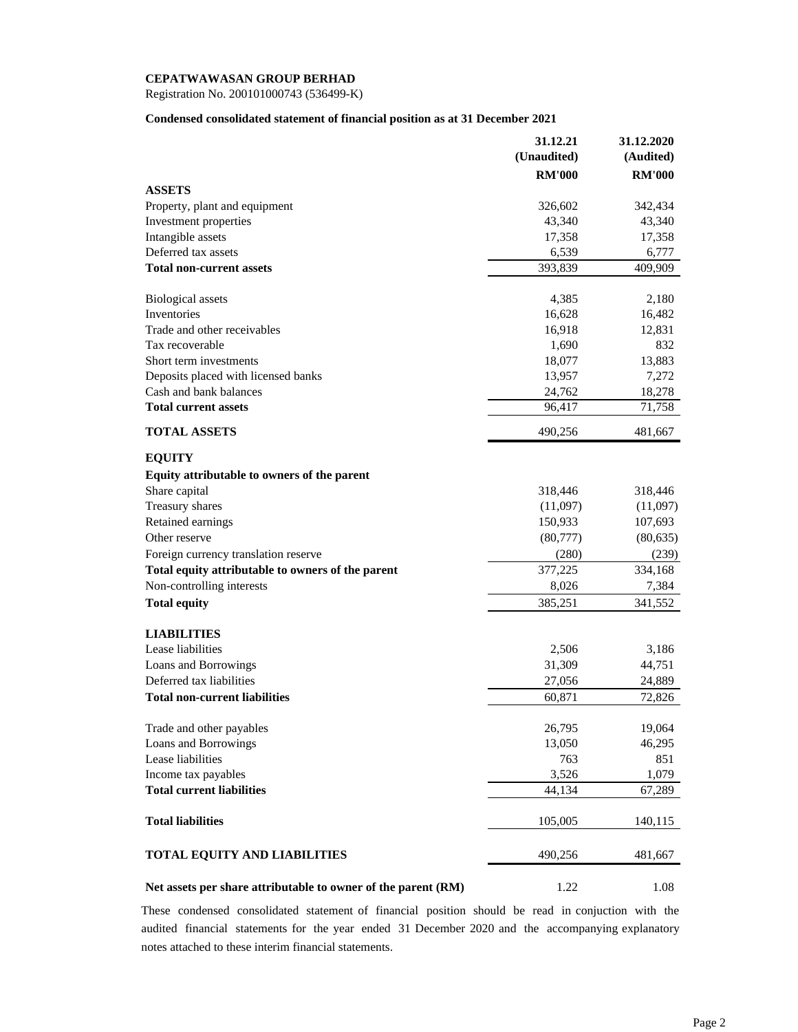**CEPATWAWASAN GROUP BERHAD**

Registration No. 200101000743 (536499-K)

**Condensed consolidated statement of financial position as at 31 December 2021**

| | 31.12.21 (Unaudited) RM'000 | 31.12.2020 (Audited) RM'000 |
|---|---|---|
| **ASSETS** | | |
| Property, plant and equipment | 326,602 | 342,434 |
| Investment properties | 43,340 | 43,340 |
| Intangible assets | 17,358 | 17,358 |
| Deferred tax assets | 6,539 | 6,777 |
| **Total non-current assets** | 393,839 | 409,909 |
| | | |
| Biological assets | 4,385 | 2,180 |
| Inventories | 16,628 | 16,482 |
| Trade and other receivables | 16,918 | 12,831 |
| Tax recoverable | 1,690 | 832 |
| Short term investments | 18,077 | 13,883 |
| Deposits placed with licensed banks | 13,957 | 7,272 |
| Cash and bank balances | 24,762 | 18,278 |
| **Total current assets** | 96,417 | 71,758 |
| | | |
| **TOTAL ASSETS** | 490,256 | 481,667 |
| | | |
| **EQUITY** | | |
| **Equity attributable to owners of the parent** | | |
| Share capital | 318,446 | 318,446 |
| Treasury shares | (11,097) | (11,097) |
| Retained earnings | 150,933 | 107,693 |
| Other reserve | (80,777) | (80,635) |
| Foreign currency translation reserve | (280) | (239) |
| **Total equity attributable to owners of the parent** | 377,225 | 334,168 |
| Non-controlling interests | 8,026 | 7,384 |
| **Total equity** | 385,251 | 341,552 |
| | | |
| **LIABILITIES** | | |
| Lease liabilities | 2,506 | 3,186 |
| Loans and Borrowings | 31,309 | 44,751 |
| Deferred tax liabilities | 27,056 | 24,889 |
| **Total non-current liabilities** | 60,871 | 72,826 |
| | | |
| Trade and other payables | 26,795 | 19,064 |
| Loans and Borrowings | 13,050 | 46,295 |
| Lease liabilities | 763 | 851 |
| Income tax payables | 3,526 | 1,079 |
| **Total current liabilities** | 44,134 | 67,289 |
| | | |
| **Total liabilities** | 105,005 | 140,115 |
| | | |
| **TOTAL EQUITY AND LIABILITIES** | 490,256 | 481,667 |
| | | |
| **Net assets per share attributable to owner of the parent (RM)** | 1.22 | 1.08 |

These condensed consolidated statement of financial position should be read in conjuction with the audited financial statements for the year ended 31 December 2020 and the accompanying explanatory notes attached to these interim financial statements.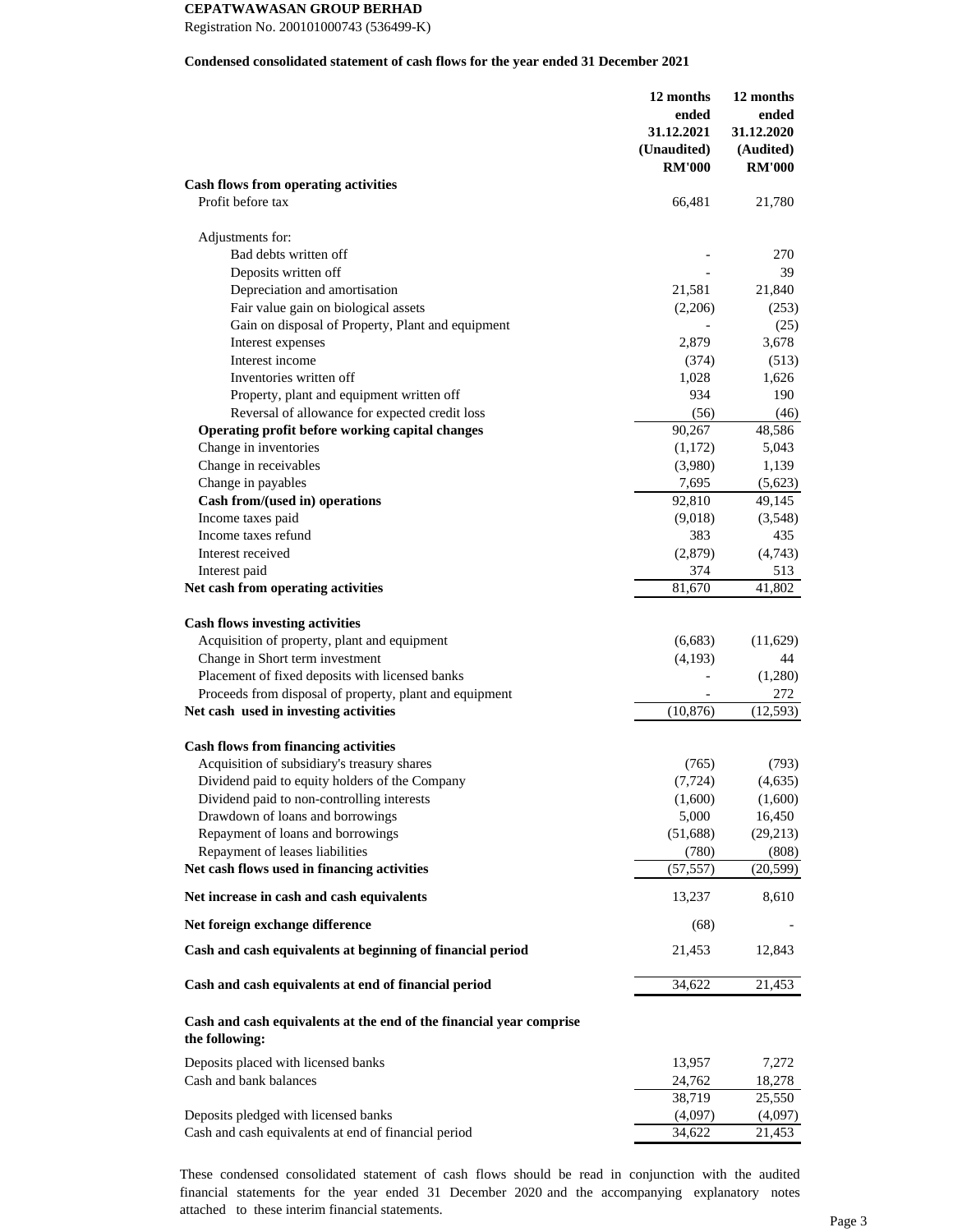**CEPATWAWASAN GROUP BERHAD**

Registration No. 200101000743 (536499-K)

**Condensed consolidated statement of cash flows for the year ended 31 December 2021**

| | 12 months ended 31.12.2021 (Unaudited) RM'000 | 12 months ended 31.12.2020 (Audited) RM'000 |
|---|---|---|
| **Cash flows from operating activities** | | |
| Profit before tax | 66,481 | 21,780 |
| | | |
| Adjustments for: | | |
| Bad debts written off | - | 270 |
| Deposits written off | - | 39 |
| Depreciation and amortisation | 21,581 | 21,840 |
| Fair value gain on biological assets | (2,206) | (253) |
| Gain on disposal of Property, Plant and equipment | - | (25) |
| Interest expenses | 2,879 | 3,678 |
| Interest income | (374) | (513) |
| Inventories written off | 1,028 | 1,626 |
| Property, plant and equipment written off | 934 | 190 |
| Reversal of allowance for expected credit loss | (56) | (46) |
| **Operating profit before working capital changes** | 90,267 | 48,586 |
| Change in inventories | (1,172) | 5,043 |
| Change in receivables | (3,980) | 1,139 |
| Change in payables | 7,695 | (5,623) |
| **Cash from/(used in) operations** | 92,810 | 49,145 |
| Income taxes paid | (9,018) | (3,548) |
| Income taxes refund | 383 | 435 |
| Interest received | (2,879) | (4,743) |
| Interest paid | 374 | 513 |
| **Net cash from operating activities** | 81,670 | 41,802 |
| | | |
| **Cash flows investing activities** | | |
| Acquisition of property, plant and equipment | (6,683) | (11,629) |
| Change in Short term investment | (4,193) | 44 |
| Placement of fixed deposits with licensed banks | - | (1,280) |
| Proceeds from disposal of property, plant and equipment | - | 272 |
| **Net cash used in investing activities** | (10,876) | (12,593) |
| | | |
| **Cash flows from financing activities** | | |
| Acquisition of subsidiary's treasury shares | (765) | (793) |
| Dividend paid to equity holders of the Company | (7,724) | (4,635) |
| Dividend paid to non-controlling interests | (1,600) | (1,600) |
| Drawdown of loans and borrowings | 5,000 | 16,450 |
| Repayment of loans and borrowings | (51,688) | (29,213) |
| Repayment of leases liabilities | (780) | (808) |
| **Net cash flows used in financing activities** | (57,557) | (20,599) |
| | | |
| **Net increase in cash and cash equivalents** | 13,237 | 8,610 |
| | | |
| **Net foreign exchange difference** | (68) | - |
| | | |
| **Cash and cash equivalents at beginning of financial period** | 21,453 | 12,843 |
| | | |
| **Cash and cash equivalents at end of financial period** | 34,622 | 21,453 |
| | | |
| **Cash and cash equivalents at the end of the financial year comprise the following:** | | |
| Deposits placed with licensed banks | 13,957 | 7,272 |
| Cash and bank balances | 24,762 | 18,278 |
| | 38,719 | 25,550 |
| Deposits pledged with licensed banks | (4,097) | (4,097) |
| Cash and cash equivalents at end of financial period | 34,622 | 21,453 |

These condensed consolidated statement of cash flows should be read in conjunction with the audited financial statements for the year ended 31 December 2020 and the accompanying explanatory notes attached to these interim financial statements.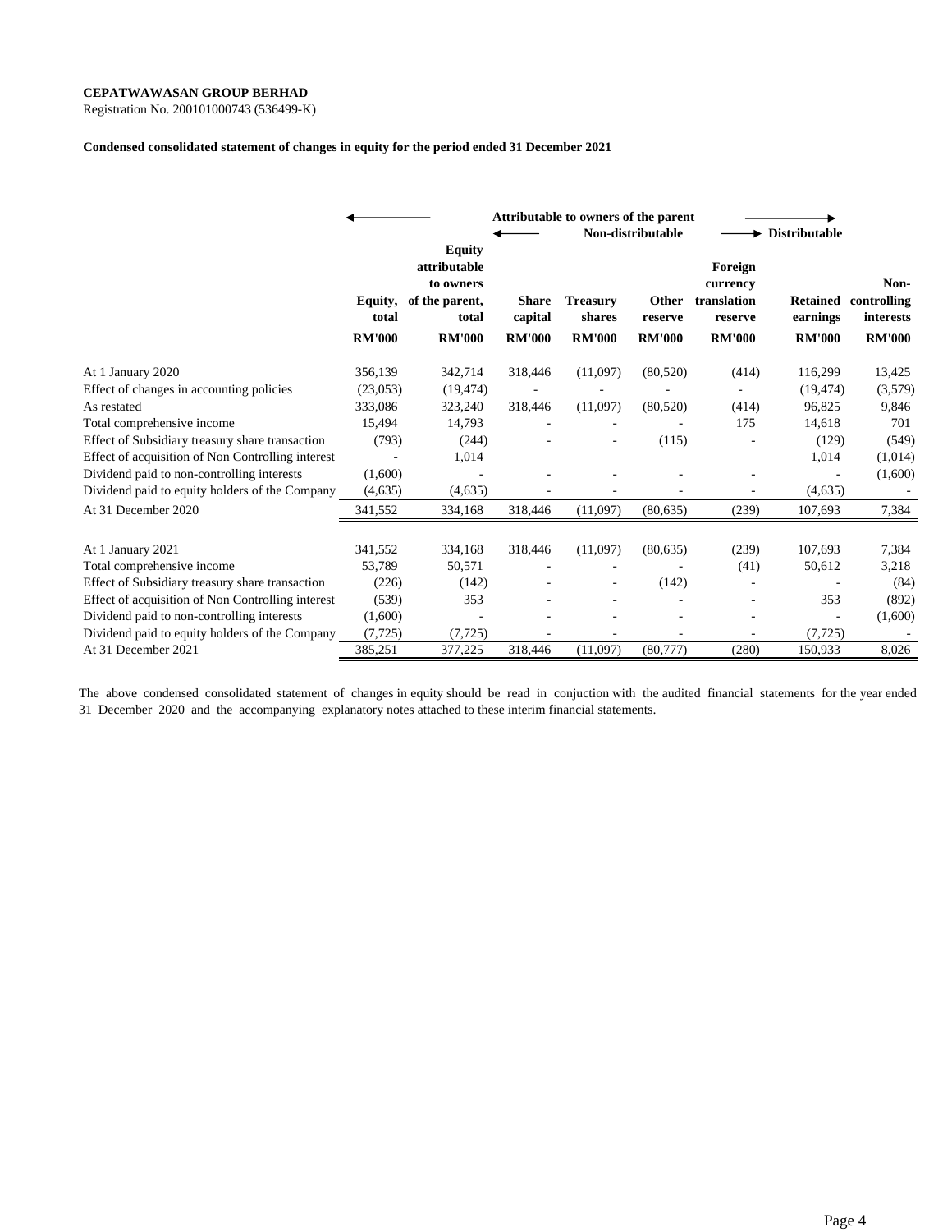**CEPATWAWASAN GROUP BERHAD**
Registration No. 200101000743 (536499-K)

**Condensed consolidated statement of changes in equity for the period ended 31 December 2021**

| | Attributable to owners of the parent | | Non-distributable | | | | Distributable | |
|---|---|---|---|---|---|---|---|---|
| | **Equity, total** | **Equity attributable to owners of the parent, total** | **Share capital** | **Treasury shares** | **Other reserve** | **Foreign currency translation reserve** | **Retained earnings** | **Non-controlling interests** |
| | **RM'000** | **RM'000** | **RM'000** | **RM'000** | **RM'000** | **RM'000** | **RM'000** | **RM'000** |
| At 1 January 2020 | 356,139 | 342,714 | 318,446 | (11,097) | (80,520) | (414) | 116,299 | 13,425 |
| Effect of changes in accounting policies | (23,053) | (19,474) | - | - | - | - | (19,474) | (3,579) |
| As restated | 333,086 | 323,240 | 318,446 | (11,097) | (80,520) | (414) | 96,825 | 9,846 |
| Total comprehensive income | 15,494 | 14,793 | - | - | - | 175 | 14,618 | 701 |
| Effect of Subsidiary treasury share transaction | (793) | (244) | - | - | (115) | - | (129) | (549) |
| Effect of acquisition of Non Controlling interest | - | 1,014 | | | | | 1,014 | (1,014) |
| Dividend paid to non-controlling interests | (1,600) | - | - | - | - | - | - | (1,600) |
| Dividend paid to equity holders of the Company | (4,635) | (4,635) | - | - | - | - | (4,635) | - |
| At 31 December 2020 | 341,552 | 334,168 | 318,446 | (11,097) | (80,635) | (239) | 107,693 | 7,384 |
| | | | | | | | | |
| At 1 January 2021 | 341,552 | 334,168 | 318,446 | (11,097) | (80,635) | (239) | 107,693 | 7,384 |
| Total comprehensive income | 53,789 | 50,571 | - | - | - | (41) | 50,612 | 3,218 |
| Effect of Subsidiary treasury share transaction | (226) | (142) | - | - | (142) | - | - | (84) |
| Effect of acquisition of Non Controlling interest | (539) | 353 | - | - | - | - | 353 | (892) |
| Dividend paid to non-controlling interests | (1,600) | - | - | - | - | - | - | (1,600) |
| Dividend paid to equity holders of the Company | (7,725) | (7,725) | - | - | - | - | (7,725) | - |
| At 31 December 2021 | 385,251 | 377,225 | 318,446 | (11,097) | (80,777) | (280) | 150,933 | 8,026 |

The above condensed consolidated statement of changes in equity should be read in conjuction with the audited financial statements for the year ended 31 December 2020 and the accompanying explanatory notes attached to these interim financial statements.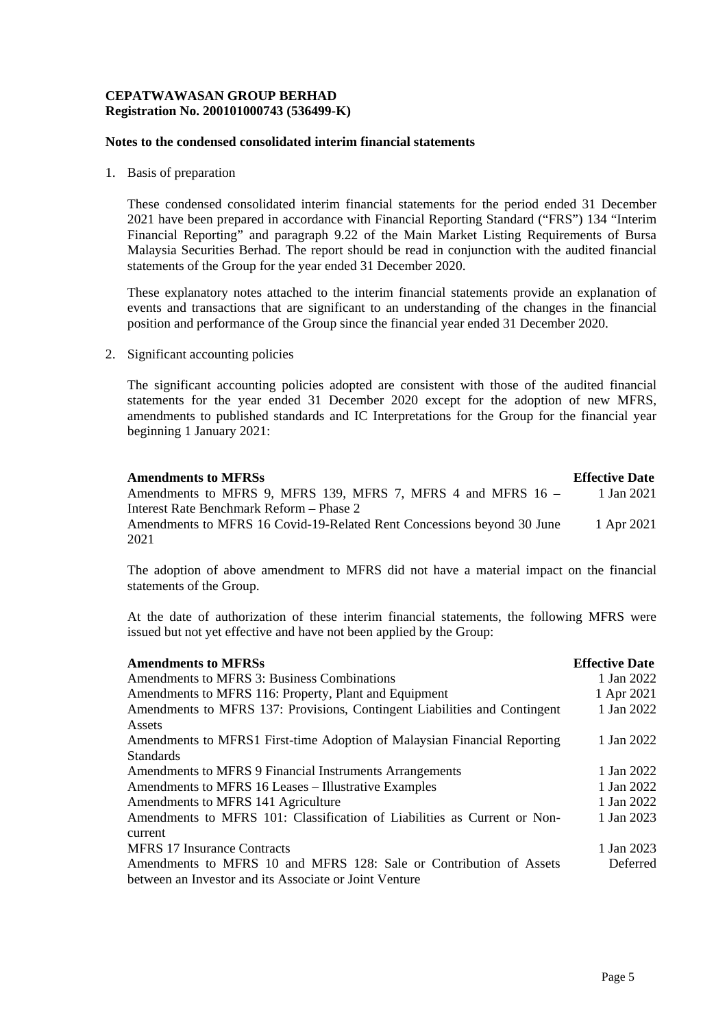**CEPATWAWASAN GROUP BERHAD**
**Registration No. 200101000743 (536499-K)**

**Notes to the condensed consolidated interim financial statements**

1. Basis of preparation

   These condensed consolidated interim financial statements for the period ended 31 December 2021 have been prepared in accordance with Financial Reporting Standard ("FRS") 134 "Interim Financial Reporting" and paragraph 9.22 of the Main Market Listing Requirements of Bursa Malaysia Securities Berhad. The report should be read in conjunction with the audited financial statements of the Group for the year ended 31 December 2020.

   These explanatory notes attached to the interim financial statements provide an explanation of events and transactions that are significant to an understanding of the changes in the financial position and performance of the Group since the financial year ended 31 December 2020.

2. Significant accounting policies

   The significant accounting policies adopted are consistent with those of the audited financial statements for the year ended 31 December 2020 except for the adoption of new MFRS, amendments to published standards and IC Interpretations for the Group for the financial year beginning 1 January 2021:

| **Amendments to MFRSs** | **Effective Date** |
|---|---|
| Amendments to MFRS 9, MFRS 139, MFRS 7, MFRS 4 and MFRS 16 – Interest Rate Benchmark Reform – Phase 2 | 1 Jan 2021 |
| Amendments to MFRS 16 Covid-19-Related Rent Concessions beyond 30 June 2021 | 1 Apr 2021 |

   The adoption of above amendment to MFRS did not have a material impact on the financial statements of the Group.

   At the date of authorization of these interim financial statements, the following MFRS were issued but not yet effective and have not been applied by the Group:

| **Amendments to MFRSs** | **Effective Date** |
|---|---|
| Amendments to MFRS 3: Business Combinations | 1 Jan 2022 |
| Amendments to MFRS 116: Property, Plant and Equipment | 1 Apr 2021 |
| Amendments to MFRS 137: Provisions, Contingent Liabilities and Contingent Assets | 1 Jan 2022 |
| Amendments to MFRS1 First-time Adoption of Malaysian Financial Reporting Standards | 1 Jan 2022 |
| Amendments to MFRS 9 Financial Instruments Arrangements | 1 Jan 2022 |
| Amendments to MFRS 16 Leases – Illustrative Examples | 1 Jan 2022 |
| Amendments to MFRS 141 Agriculture | 1 Jan 2022 |
| Amendments to MFRS 101: Classification of Liabilities as Current or Non-current | 1 Jan 2023 |
| MFRS 17 Insurance Contracts | 1 Jan 2023 |
| Amendments to MFRS 10 and MFRS 128: Sale or Contribution of Assets between an Investor and its Associate or Joint Venture | Deferred |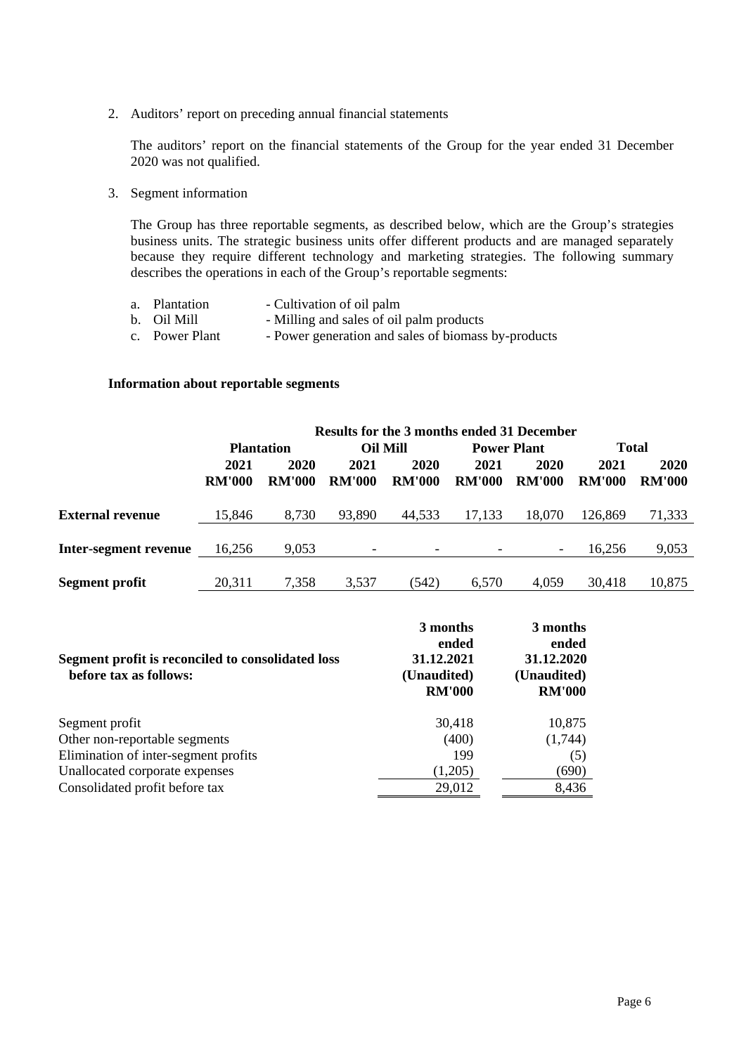2. Auditors' report on preceding annual financial statements

   The auditors' report on the financial statements of the Group for the year ended 31 December 2020 was not qualified.

3. Segment information

   The Group has three reportable segments, as described below, which are the Group's strategies business units. The strategic business units offer different products and are managed separately because they require different technology and marketing strategies. The following summary describes the operations in each of the Group's reportable segments:

   a. Plantation - Cultivation of oil palm
   b. Oil Mill - Milling and sales of oil palm products
   c. Power Plant - Power generation and sales of biomass by-products

**Information about reportable segments**

| | Results for the 3 months ended 31 December | | | | | | | |
|---|---|---|---|---|---|---|---|---|
| | **Plantation** | | **Oil Mill** | | **Power Plant** | | **Total** | |
| | **2021 RM'000** | **2020 RM'000** | **2021 RM'000** | **2020 RM'000** | **2021 RM'000** | **2020 RM'000** | **2021 RM'000** | **2020 RM'000** |
| **External revenue** | 15,846 | 8,730 | 93,890 | 44,533 | 17,133 | 18,070 | 126,869 | 71,333 |
| **Inter-segment revenue** | 16,256 | 9,053 | - | - | - | - | 16,256 | 9,053 |
| **Segment profit** | 20,311 | 7,358 | 3,537 | (542) | 6,570 | 4,059 | 30,418 | 10,875 |

| **Segment profit is reconciled to consolidated loss before tax as follows:** | **3 months ended 31.12.2021 (Unaudited) RM'000** | **3 months ended 31.12.2020 (Unaudited) RM'000** |
|---|---|---|
| Segment profit | 30,418 | 10,875 |
| Other non-reportable segments | (400) | (1,744) |
| Elimination of inter-segment profits | 199 | (5) |
| Unallocated corporate expenses | (1,205) | (690) |
| Consolidated profit before tax | 29,012 | 8,436 |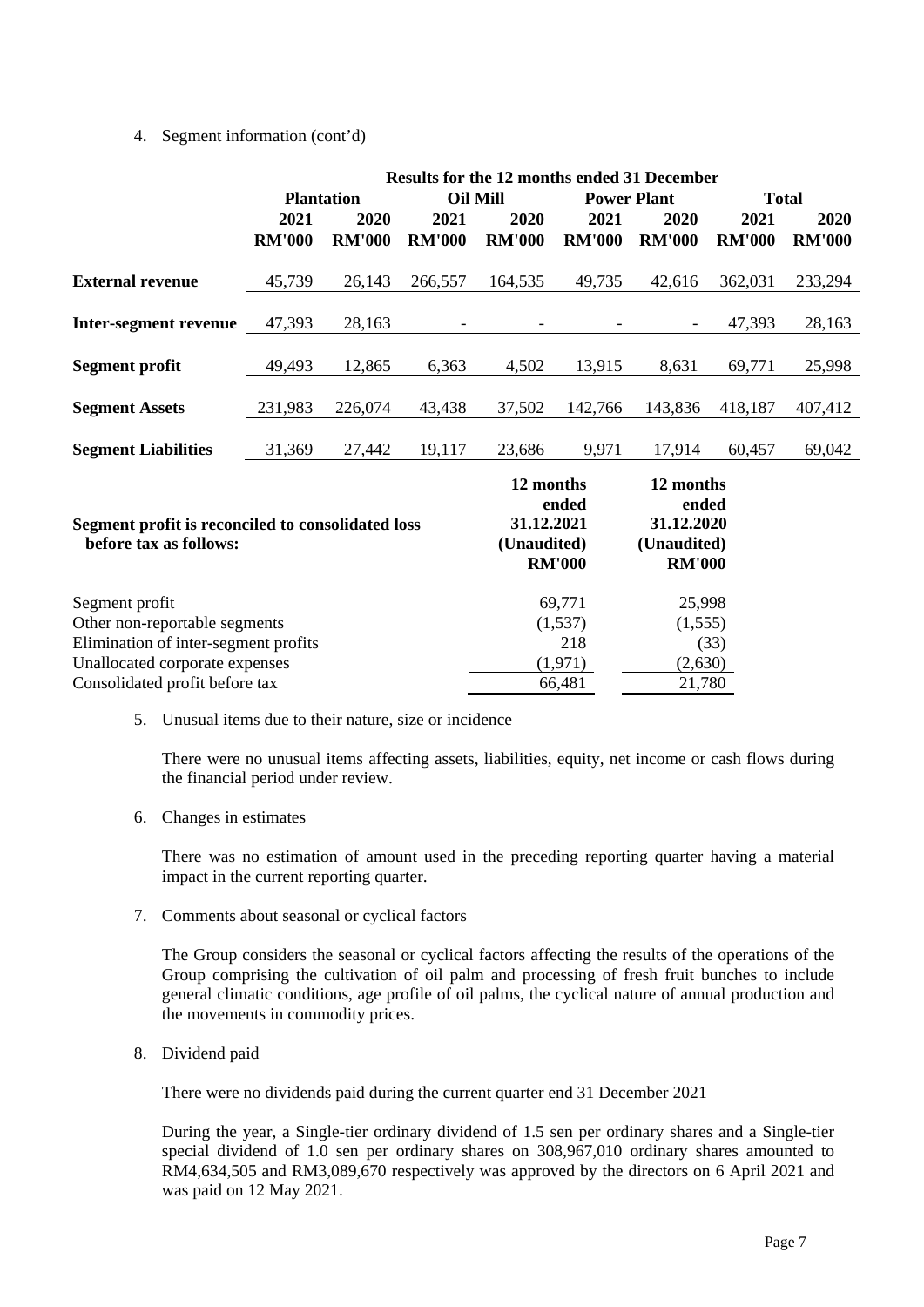4. Segment information (cont'd)

| | Results for the 12 months ended 31 December | | | | | | | |
|---|---|---|---|---|---|---|---|---|
| | **Plantation** | | **Oil Mill** | | **Power Plant** | | **Total** | |
| | **2021** | **2020** | **2021** | **2020** | **2021** | **2020** | **2021** | **2020** |
| | **RM'000** | **RM'000** | **RM'000** | **RM'000** | **RM'000** | **RM'000** | **RM'000** | **RM'000** |
| **External revenue** | 45,739 | 26,143 | 266,557 | 164,535 | 49,735 | 42,616 | 362,031 | 233,294 |
| **Inter-segment revenue** | 47,393 | 28,163 | - | - | - | - | 47,393 | 28,163 |
| **Segment profit** | 49,493 | 12,865 | 6,363 | 4,502 | 13,915 | 8,631 | 69,771 | 25,998 |
| **Segment Assets** | 231,983 | 226,074 | 43,438 | 37,502 | 142,766 | 143,836 | 418,187 | 407,412 |
| **Segment Liabilities** | 31,369 | 27,442 | 19,117 | 23,686 | 9,971 | 17,914 | 60,457 | 69,042 |

| **Segment profit is reconciled to consolidated loss before tax as follows:** | **12 months ended 31.12.2021 (Unaudited) RM'000** | **12 months ended 31.12.2020 (Unaudited) RM'000** |
|---|---|---|
| Segment profit | 69,771 | 25,998 |
| Other non-reportable segments | (1,537) | (1,555) |
| Elimination of inter-segment profits | 218 | (33) |
| Unallocated corporate expenses | (1,971) | (2,630) |
| Consolidated profit before tax | 66,481 | 21,780 |

5. Unusual items due to their nature, size or incidence

   There were no unusual items affecting assets, liabilities, equity, net income or cash flows during the financial period under review.

6. Changes in estimates

   There was no estimation of amount used in the preceding reporting quarter having a material impact in the current reporting quarter.

7. Comments about seasonal or cyclical factors

   The Group considers the seasonal or cyclical factors affecting the results of the operations of the Group comprising the cultivation of oil palm and processing of fresh fruit bunches to include general climatic conditions, age profile of oil palms, the cyclical nature of annual production and the movements in commodity prices.

8. Dividend paid

   There were no dividends paid during the current quarter end 31 December 2021

   During the year, a Single-tier ordinary dividend of 1.5 sen per ordinary shares and a Single-tier special dividend of 1.0 sen per ordinary shares on 308,967,010 ordinary shares amounted to RM4,634,505 and RM3,089,670 respectively was approved by the directors on 6 April 2021 and was paid on 12 May 2021.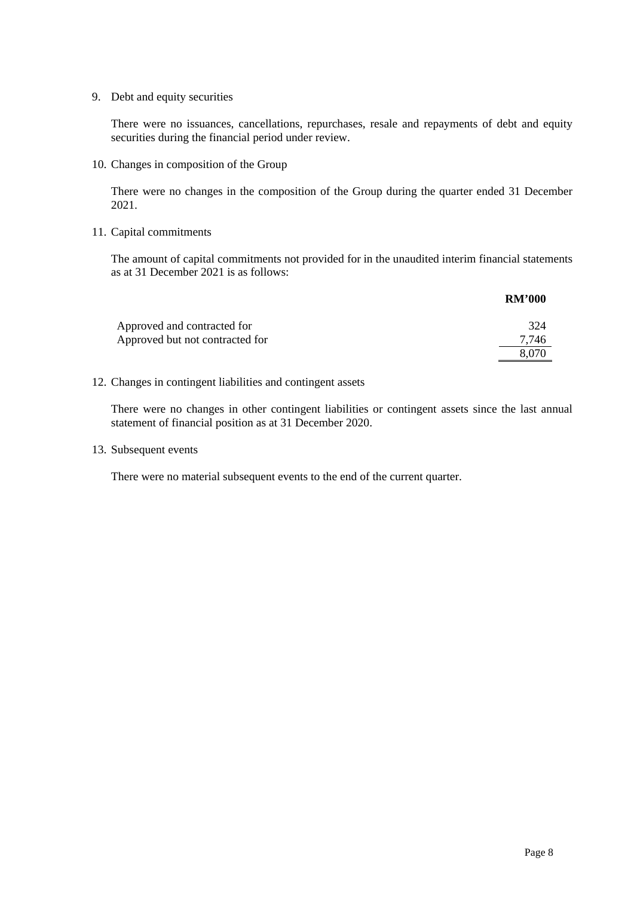9. Debt and equity securities

   There were no issuances, cancellations, repurchases, resale and repayments of debt and equity securities during the financial period under review.

10. Changes in composition of the Group

    There were no changes in the composition of the Group during the quarter ended 31 December 2021.

11. Capital commitments

    The amount of capital commitments not provided for in the unaudited interim financial statements as at 31 December 2021 is as follows:

| | **RM'000** |
|---|---|
| Approved and contracted for | 324 |
| Approved but not contracted for | 7,746 |
| | 8,070 |

12. Changes in contingent liabilities and contingent assets

    There were no changes in other contingent liabilities or contingent assets since the last annual statement of financial position as at 31 December 2020.

13. Subsequent events

    There were no material subsequent events to the end of the current quarter.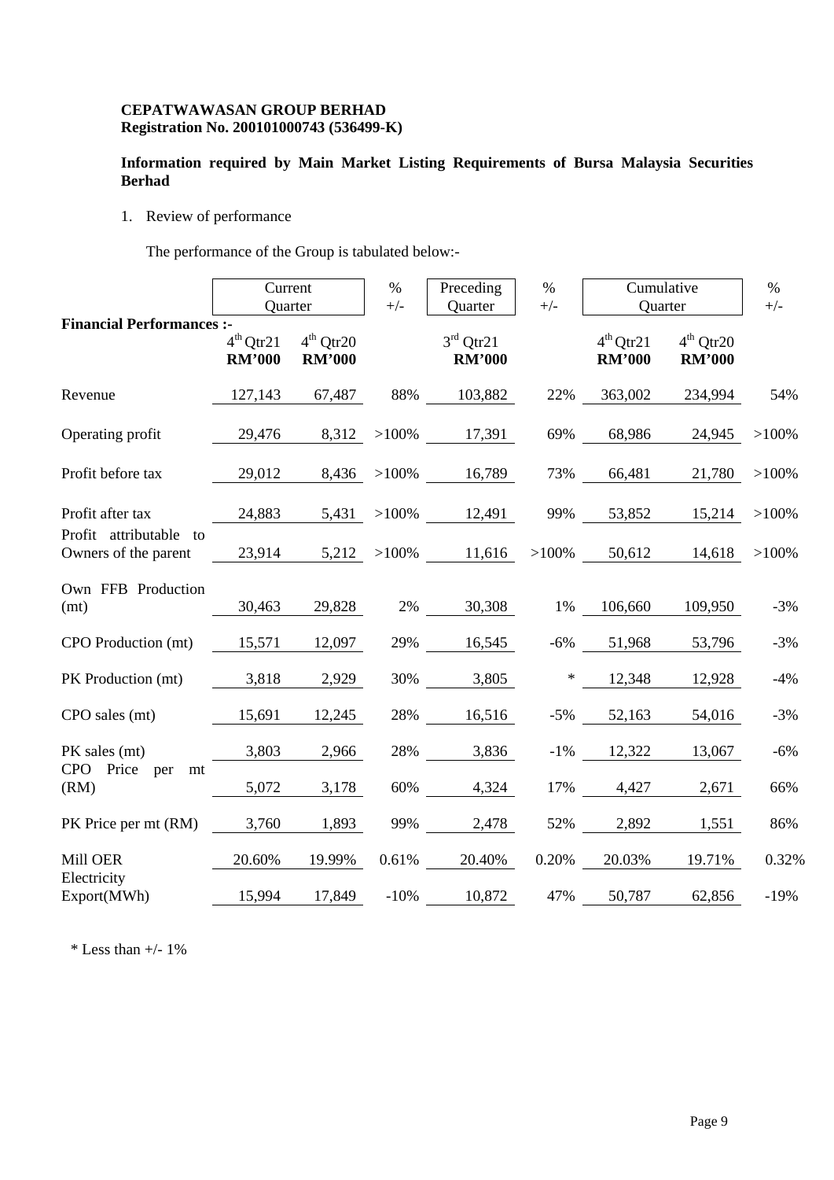**CEPATWAWASAN GROUP BERHAD**
**Registration No. 200101000743 (536499-K)**

**Information required by Main Market Listing Requirements of Bursa Malaysia Securities Berhad**

1. Review of performance

   The performance of the Group is tabulated below:-

| | Current Quarter | | % +/- | Preceding Quarter | % +/- | Cumulative Quarter | | % +/- |
|---|---|---|---|---|---|---|---|---|
| **Financial Performances :-** | 4th Qtr21 **RM'000** | 4th Qtr20 **RM'000** | | 3rd Qtr21 **RM'000** | | 4th Qtr21 **RM'000** | 4th Qtr20 **RM'000** | |
| Revenue | 127,143 | 67,487 | 88% | 103,882 | 22% | 363,002 | 234,994 | 54% |
| Operating profit | 29,476 | 8,312 | >100% | 17,391 | 69% | 68,986 | 24,945 | >100% |
| Profit before tax | 29,012 | 8,436 | >100% | 16,789 | 73% | 66,481 | 21,780 | >100% |
| Profit after tax | 24,883 | 5,431 | >100% | 12,491 | 99% | 53,852 | 15,214 | >100% |
| Profit attributable to Owners of the parent | 23,914 | 5,212 | >100% | 11,616 | >100% | 50,612 | 14,618 | >100% |
| Own FFB Production (mt) | 30,463 | 29,828 | 2% | 30,308 | 1% | 106,660 | 109,950 | -3% |
| CPO Production (mt) | 15,571 | 12,097 | 29% | 16,545 | -6% | 51,968 | 53,796 | -3% |
| PK Production (mt) | 3,818 | 2,929 | 30% | 3,805 | * | 12,348 | 12,928 | -4% |
| CPO sales (mt) | 15,691 | 12,245 | 28% | 16,516 | -5% | 52,163 | 54,016 | -3% |
| PK sales (mt) | 3,803 | 2,966 | 28% | 3,836 | -1% | 12,322 | 13,067 | -6% |
| CPO Price per mt (RM) | 5,072 | 3,178 | 60% | 4,324 | 17% | 4,427 | 2,671 | 66% |
| PK Price per mt (RM) | 3,760 | 1,893 | 99% | 2,478 | 52% | 2,892 | 1,551 | 86% |
| Mill OER | 20.60% | 19.99% | 0.61% | 20.40% | 0.20% | 20.03% | 19.71% | 0.32% |
| Electricity Export(MWh) | 15,994 | 17,849 | -10% | 10,872 | 47% | 50,787 | 62,856 | -19% |

\* Less than +/- 1%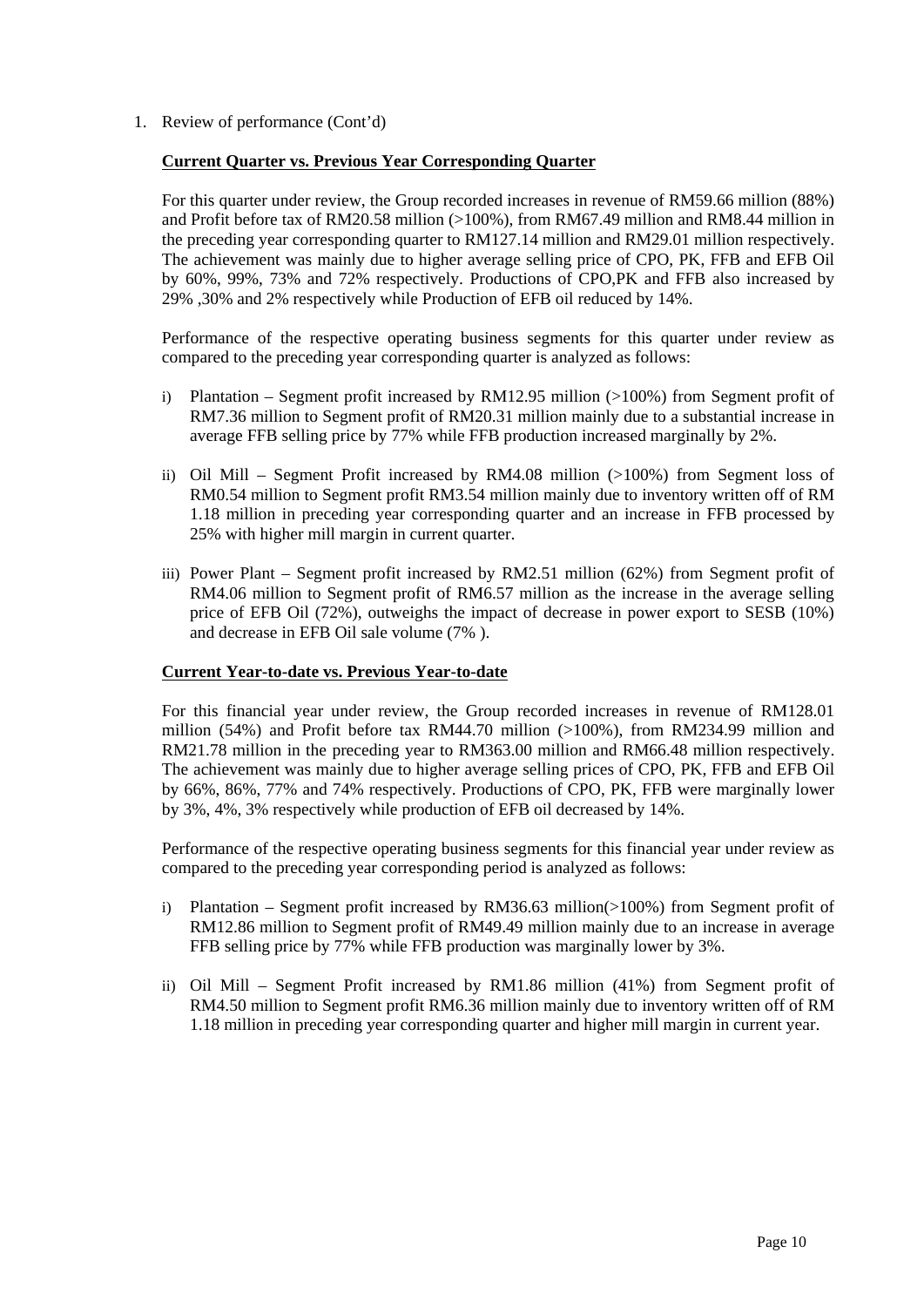1. Review of performance (Cont'd)

**Current Quarter vs. Previous Year Corresponding Quarter**

For this quarter under review, the Group recorded increases in revenue of RM59.66 million (88%) and Profit before tax of RM20.58 million (>100%), from RM67.49 million and RM8.44 million in the preceding year corresponding quarter to RM127.14 million and RM29.01 million respectively. The achievement was mainly due to higher average selling price of CPO, PK, FFB and EFB Oil by 60%, 99%, 73% and 72% respectively. Productions of CPO,PK and FFB also increased by 29% ,30% and 2% respectively while Production of EFB oil reduced by 14%.

Performance of the respective operating business segments for this quarter under review as compared to the preceding year corresponding quarter is analyzed as follows:

i) Plantation – Segment profit increased by RM12.95 million (>100%) from Segment profit of RM7.36 million to Segment profit of RM20.31 million mainly due to a substantial increase in average FFB selling price by 77% while FFB production increased marginally by 2%.

ii) Oil Mill – Segment Profit increased by RM4.08 million (>100%) from Segment loss of RM0.54 million to Segment profit RM3.54 million mainly due to inventory written off of RM 1.18 million in preceding year corresponding quarter and an increase in FFB processed by 25% with higher mill margin in current quarter.

iii) Power Plant – Segment profit increased by RM2.51 million (62%) from Segment profit of RM4.06 million to Segment profit of RM6.57 million as the increase in the average selling price of EFB Oil (72%), outweighs the impact of decrease in power export to SESB (10%) and decrease in EFB Oil sale volume (7% ).

**Current Year-to-date vs. Previous Year-to-date**

For this financial year under review, the Group recorded increases in revenue of RM128.01 million (54%) and Profit before tax RM44.70 million (>100%), from RM234.99 million and RM21.78 million in the preceding year to RM363.00 million and RM66.48 million respectively. The achievement was mainly due to higher average selling prices of CPO, PK, FFB and EFB Oil by 66%, 86%, 77% and 74% respectively. Productions of CPO, PK, FFB were marginally lower by 3%, 4%, 3% respectively while production of EFB oil decreased by 14%.

Performance of the respective operating business segments for this financial year under review as compared to the preceding year corresponding period is analyzed as follows:

i) Plantation – Segment profit increased by RM36.63 million(>100%) from Segment profit of RM12.86 million to Segment profit of RM49.49 million mainly due to an increase in average FFB selling price by 77% while FFB production was marginally lower by 3%.

ii) Oil Mill – Segment Profit increased by RM1.86 million (41%) from Segment profit of RM4.50 million to Segment profit RM6.36 million mainly due to inventory written off of RM 1.18 million in preceding year corresponding quarter and higher mill margin in current year.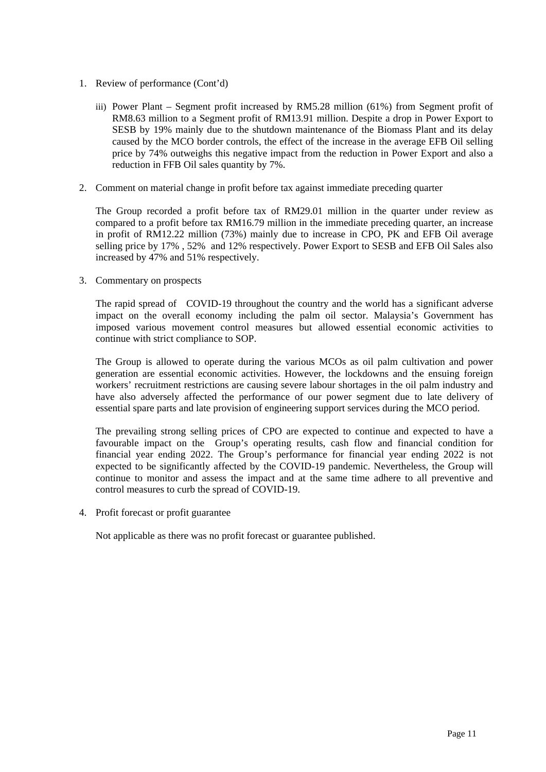1. Review of performance (Cont'd)

   iii) Power Plant – Segment profit increased by RM5.28 million (61%) from Segment profit of RM8.63 million to a Segment profit of RM13.91 million. Despite a drop in Power Export to SESB by 19% mainly due to the shutdown maintenance of the Biomass Plant and its delay caused by the MCO border controls, the effect of the increase in the average EFB Oil selling price by 74% outweighs this negative impact from the reduction in Power Export and also a reduction in FFB Oil sales quantity by 7%.

2. Comment on material change in profit before tax against immediate preceding quarter

   The Group recorded a profit before tax of RM29.01 million in the quarter under review as compared to a profit before tax RM16.79 million in the immediate preceding quarter, an increase in profit of RM12.22 million (73%) mainly due to increase in CPO, PK and EFB Oil average selling price by 17% , 52% and 12% respectively. Power Export to SESB and EFB Oil Sales also increased by 47% and 51% respectively.

3. Commentary on prospects

   The rapid spread of COVID-19 throughout the country and the world has a significant adverse impact on the overall economy including the palm oil sector. Malaysia's Government has imposed various movement control measures but allowed essential economic activities to continue with strict compliance to SOP.

   The Group is allowed to operate during the various MCOs as oil palm cultivation and power generation are essential economic activities. However, the lockdowns and the ensuing foreign workers' recruitment restrictions are causing severe labour shortages in the oil palm industry and have also adversely affected the performance of our power segment due to late delivery of essential spare parts and late provision of engineering support services during the MCO period.

   The prevailing strong selling prices of CPO are expected to continue and expected to have a favourable impact on the Group's operating results, cash flow and financial condition for financial year ending 2022. The Group's performance for financial year ending 2022 is not expected to be significantly affected by the COVID-19 pandemic. Nevertheless, the Group will continue to monitor and assess the impact and at the same time adhere to all preventive and control measures to curb the spread of COVID-19.

4. Profit forecast or profit guarantee

   Not applicable as there was no profit forecast or guarantee published.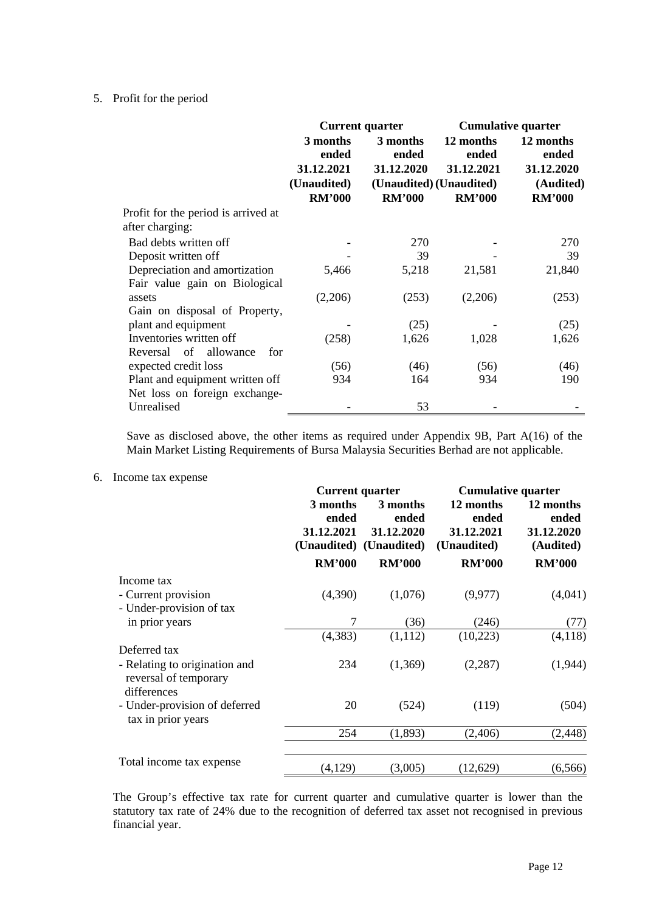5. Profit for the period

| | Current quarter | | Cumulative quarter | |
|---|---|---|---|---|
| | 3 months ended 31.12.2021 (Unaudited) RM'000 | 3 months ended 31.12.2020 (Unaudited) RM'000 | 12 months ended 31.12.2021 (Unaudited) RM'000 | 12 months ended 31.12.2020 (Audited) RM'000 |
| Profit for the period is arrived at after charging: | | | | |
| Bad debts written off | - | 270 | - | 270 |
| Deposit written off | - | 39 | - | 39 |
| Depreciation and amortization | 5,466 | 5,218 | 21,581 | 21,840 |
| Fair value gain on Biological assets | (2,206) | (253) | (2,206) | (253) |
| Gain on disposal of Property, plant and equipment | - | (25) | - | (25) |
| Inventories written off | (258) | 1,626 | 1,028 | 1,626 |
| Reversal of allowance for expected credit loss | (56) | (46) | (56) | (46) |
| Plant and equipment written off | 934 | 164 | 934 | 190 |
| Net loss on foreign exchange-Unrealised | - | 53 | - | - |

Save as disclosed above, the other items as required under Appendix 9B, Part A(16) of the Main Market Listing Requirements of Bursa Malaysia Securities Berhad are not applicable.

6. Income tax expense

| | Current quarter | | Cumulative quarter | |
|---|---|---|---|---|
| | 3 months ended 31.12.2021 (Unaudited) RM'000 | 3 months ended 31.12.2020 (Unaudited) RM'000 | 12 months ended 31.12.2021 (Unaudited) RM'000 | 12 months ended 31.12.2020 (Audited) RM'000 |
| Income tax | | | | |
| - Current provision | (4,390) | (1,076) | (9,977) | (4,041) |
| - Under-provision of tax in prior years | 7 | (36) | (246) | (77) |
| | (4,383) | (1,112) | (10,223) | (4,118) |
| Deferred tax | | | | |
| - Relating to origination and reversal of temporary differences | 234 | (1,369) | (2,287) | (1,944) |
| - Under-provision of deferred tax in prior years | 20 | (524) | (119) | (504) |
| | 254 | (1,893) | (2,406) | (2,448) |
| Total income tax expense | (4,129) | (3,005) | (12,629) | (6,566) |

The Group's effective tax rate for current quarter and cumulative quarter is lower than the statutory tax rate of 24% due to the recognition of deferred tax asset not recognised in previous financial year.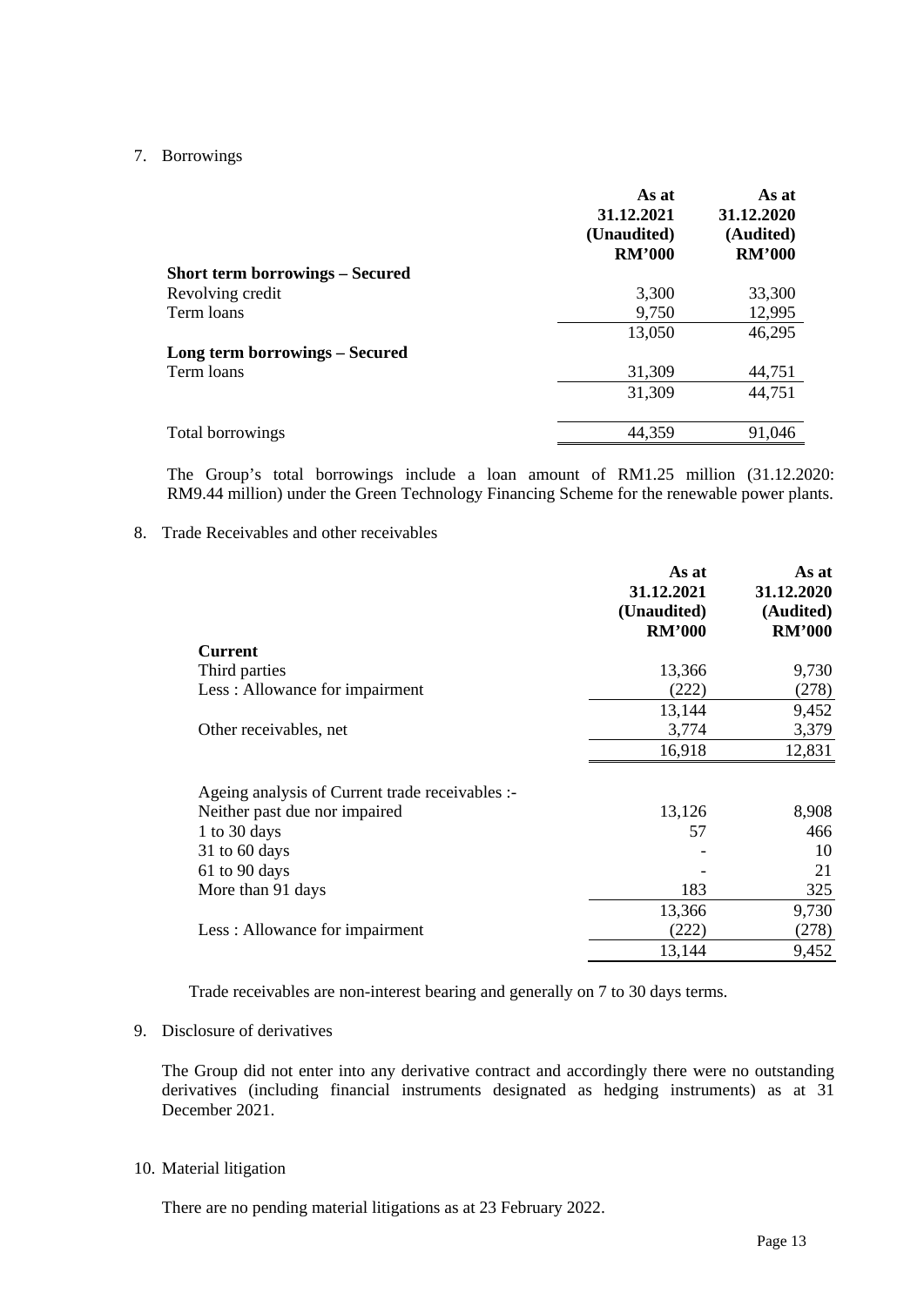7. Borrowings

| | As at 31.12.2021 (Unaudited) RM'000 | As at 31.12.2020 (Audited) RM'000 |
|---|---|---|
| **Short term borrowings – Secured** | | |
| Revolving credit | 3,300 | 33,300 |
| Term loans | 9,750 | 12,995 |
| | 13,050 | 46,295 |
| **Long term borrowings – Secured** | | |
| Term loans | 31,309 | 44,751 |
| | 31,309 | 44,751 |
| Total borrowings | 44,359 | 91,046 |

The Group's total borrowings include a loan amount of RM1.25 million (31.12.2020: RM9.44 million) under the Green Technology Financing Scheme for the renewable power plants.

8. Trade Receivables and other receivables

| | As at 31.12.2021 (Unaudited) RM'000 | As at 31.12.2020 (Audited) RM'000 |
|---|---|---|
| **Current** | | |
| Third parties | 13,366 | 9,730 |
| Less : Allowance for impairment | (222) | (278) |
| | 13,144 | 9,452 |
| Other receivables, net | 3,774 | 3,379 |
| | 16,918 | 12,831 |
| Ageing analysis of Current trade receivables :- | | |
| Neither past due nor impaired | 13,126 | 8,908 |
| 1 to 30 days | 57 | 466 |
| 31 to 60 days | - | 10 |
| 61 to 90 days | - | 21 |
| More than 91 days | 183 | 325 |
| | 13,366 | 9,730 |
| Less : Allowance for impairment | (222) | (278) |
| | 13,144 | 9,452 |

Trade receivables are non-interest bearing and generally on 7 to 30 days terms.

9. Disclosure of derivatives

The Group did not enter into any derivative contract and accordingly there were no outstanding derivatives (including financial instruments designated as hedging instruments) as at 31 December 2021.

10. Material litigation

There are no pending material litigations as at 23 February 2022.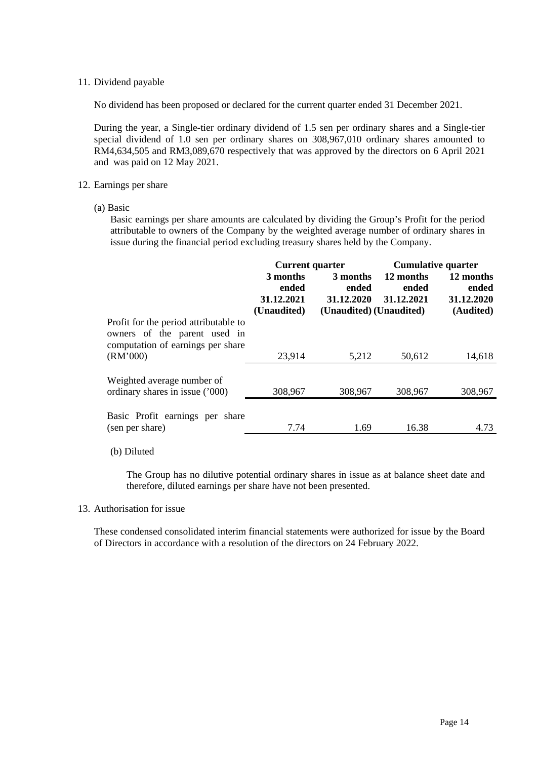11. Dividend payable

    No dividend has been proposed or declared for the current quarter ended 31 December 2021.

    During the year, a Single-tier ordinary dividend of 1.5 sen per ordinary shares and a Single-tier special dividend of 1.0 sen per ordinary shares on 308,967,010 ordinary shares amounted to RM4,634,505 and RM3,089,670 respectively that was approved by the directors on 6 April 2021 and was paid on 12 May 2021.

12. Earnings per share

    (a) Basic

    Basic earnings per share amounts are calculated by dividing the Group's Profit for the period attributable to owners of the Company by the weighted average number of ordinary shares in issue during the financial period excluding treasury shares held by the Company.

| | Current quarter | | Cumulative quarter | |
|---|---|---|---|---|
| | 3 months ended 31.12.2021 (Unaudited) | 3 months ended 31.12.2020 (Unaudited) | 12 months ended 31.12.2021 (Unaudited) | 12 months ended 31.12.2020 (Audited) |
| Profit for the period attributable to owners of the parent used in computation of earnings per share (RM'000) | 23,914 | 5,212 | 50,612 | 14,618 |
| Weighted average number of ordinary shares in issue ('000) | 308,967 | 308,967 | 308,967 | 308,967 |
| Basic Profit earnings per share (sen per share) | 7.74 | 1.69 | 16.38 | 4.73 |

    (b) Diluted

    The Group has no dilutive potential ordinary shares in issue as at balance sheet date and therefore, diluted earnings per share have not been presented.

13. Authorisation for issue

    These condensed consolidated interim financial statements were authorized for issue by the Board of Directors in accordance with a resolution of the directors on 24 February 2022.